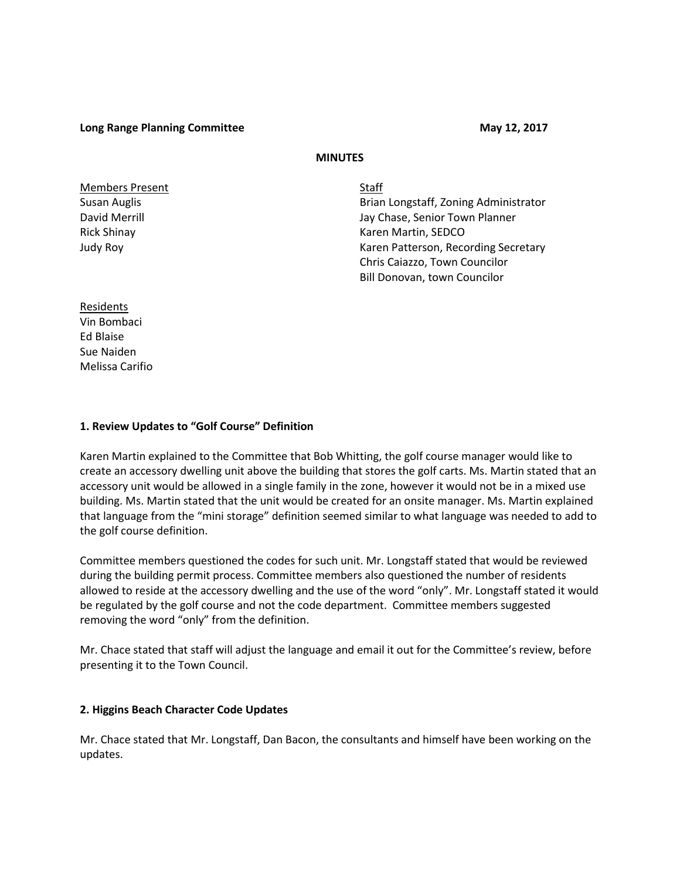**Long Range Planning Committee** **May 12, 2017**

**MINUTES**

<u>Members Present</u>

Susan Auglis
David Merrill
Rick Shinay
Judy Roy

<u>Staff</u>

Brian Longstaff, Zoning Administrator
Jay Chase, Senior Town Planner
Karen Martin, SEDCO
Karen Patterson, Recording Secretary
Chris Caiazzo, Town Councilor
Bill Donovan, town Councilor

<u>Residents</u>

Vin Bombaci
Ed Blaise
Sue Naiden
Melissa Carifio

**1. Review Updates to "Golf Course" Definition**

Karen Martin explained to the Committee that Bob Whitting, the golf course manager would like to create an accessory dwelling unit above the building that stores the golf carts. Ms. Martin stated that an accessory unit would be allowed in a single family in the zone, however it would not be in a mixed use building. Ms. Martin stated that the unit would be created for an onsite manager. Ms. Martin explained that language from the "mini storage" definition seemed similar to what language was needed to add to the golf course definition.

Committee members questioned the codes for such unit. Mr. Longstaff stated that would be reviewed during the building permit process. Committee members also questioned the number of residents allowed to reside at the accessory dwelling and the use of the word "only". Mr. Longstaff stated it would be regulated by the golf course and not the code department. Committee members suggested removing the word "only" from the definition.

Mr. Chace stated that staff will adjust the language and email it out for the Committee's review, before presenting it to the Town Council.

**2. Higgins Beach Character Code Updates**

Mr. Chace stated that Mr. Longstaff, Dan Bacon, the consultants and himself have been working on the updates.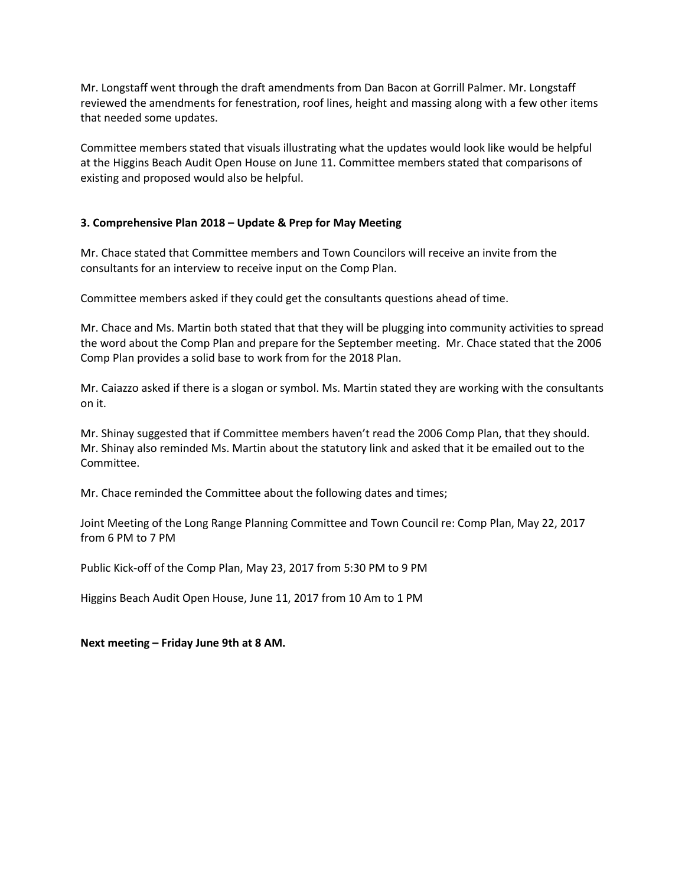Mr. Longstaff went through the draft amendments from Dan Bacon at Gorrill Palmer. Mr. Longstaff reviewed the amendments for fenestration, roof lines, height and massing along with a few other items that needed some updates.

Committee members stated that visuals illustrating what the updates would look like would be helpful at the Higgins Beach Audit Open House on June 11. Committee members stated that comparisons of existing and proposed would also be helpful.

**3. Comprehensive Plan 2018 – Update & Prep for May Meeting**

Mr. Chace stated that Committee members and Town Councilors will receive an invite from the consultants for an interview to receive input on the Comp Plan.

Committee members asked if they could get the consultants questions ahead of time.

Mr. Chace and Ms. Martin both stated that that they will be plugging into community activities to spread the word about the Comp Plan and prepare for the September meeting. Mr. Chace stated that the 2006 Comp Plan provides a solid base to work from for the 2018 Plan.

Mr. Caiazzo asked if there is a slogan or symbol. Ms. Martin stated they are working with the consultants on it.

Mr. Shinay suggested that if Committee members haven't read the 2006 Comp Plan, that they should. Mr. Shinay also reminded Ms. Martin about the statutory link and asked that it be emailed out to the Committee.

Mr. Chace reminded the Committee about the following dates and times;

Joint Meeting of the Long Range Planning Committee and Town Council re: Comp Plan, May 22, 2017 from 6 PM to 7 PM

Public Kick-off of the Comp Plan, May 23, 2017 from 5:30 PM to 9 PM

Higgins Beach Audit Open House, June 11, 2017 from 10 Am to 1 PM

**Next meeting – Friday June 9th at 8 AM.**